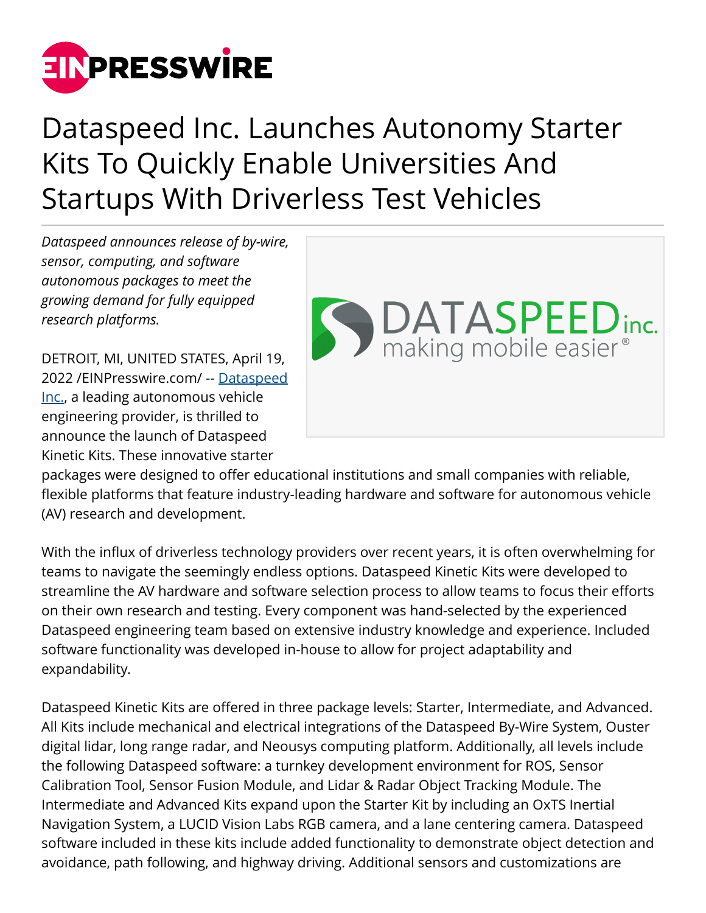# Dataspeed Inc. Launches Autonomy Starter Kits To Quickly Enable Universities And Startups With Driverless Test Vehicles

*Dataspeed announces release of by-wire, sensor, computing, and software autonomous packages to meet the growing demand for fully equipped research platforms.*

DETROIT, MI, UNITED STATES, April 19, 2022 /EINPresswire.com/ -- Dataspeed Inc., a leading autonomous vehicle engineering provider, is thrilled to announce the launch of Dataspeed Kinetic Kits. These innovative starter packages were designed to offer educational institutions and small companies with reliable, flexible platforms that feature industry-leading hardware and software for autonomous vehicle (AV) research and development.

With the influx of driverless technology providers over recent years, it is often overwhelming for teams to navigate the seemingly endless options. Dataspeed Kinetic Kits were developed to streamline the AV hardware and software selection process to allow teams to focus their efforts on their own research and testing. Every component was hand-selected by the experienced Dataspeed engineering team based on extensive industry knowledge and experience. Included software functionality was developed in-house to allow for project adaptability and expandability.

Dataspeed Kinetic Kits are offered in three package levels: Starter, Intermediate, and Advanced. All Kits include mechanical and electrical integrations of the Dataspeed By-Wire System, Ouster digital lidar, long range radar, and Neousys computing platform. Additionally, all levels include the following Dataspeed software: a turnkey development environment for ROS, Sensor Calibration Tool, Sensor Fusion Module, and Lidar & Radar Object Tracking Module. The Intermediate and Advanced Kits expand upon the Starter Kit by including an OxTS Inertial Navigation System, a LUCID Vision Labs RGB camera, and a lane centering camera. Dataspeed software included in these kits include added functionality to demonstrate object detection and avoidance, path following, and highway driving. Additional sensors and customizations are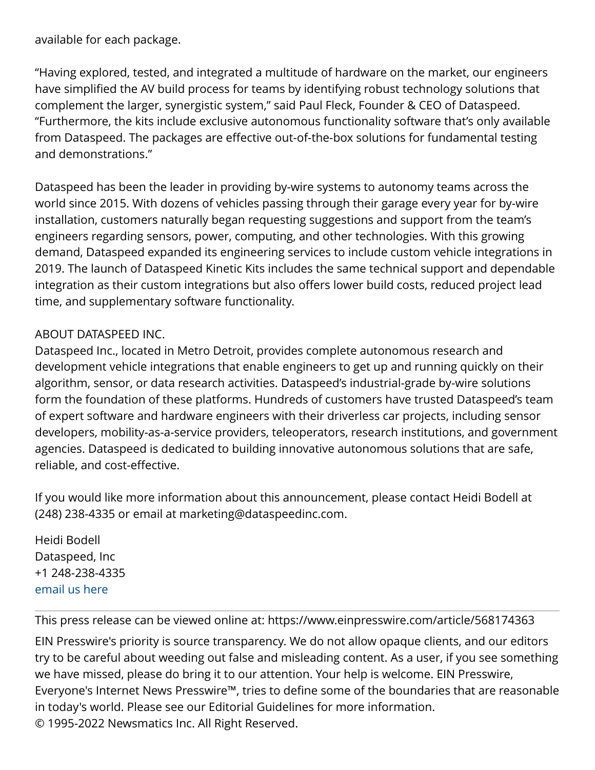available for each package.

“Having explored, tested, and integrated a multitude of hardware on the market, our engineers have simplified the AV build process for teams by identifying robust technology solutions that complement the larger, synergistic system,” said Paul Fleck, Founder & CEO of Dataspeed. “Furthermore, the kits include exclusive autonomous functionality software that’s only available from Dataspeed. The packages are effective out-of-the-box solutions for fundamental testing and demonstrations.”

Dataspeed has been the leader in providing by-wire systems to autonomy teams across the world since 2015. With dozens of vehicles passing through their garage every year for by-wire installation, customers naturally began requesting suggestions and support from the team’s engineers regarding sensors, power, computing, and other technologies. With this growing demand, Dataspeed expanded its engineering services to include custom vehicle integrations in 2019. The launch of Dataspeed Kinetic Kits includes the same technical support and dependable integration as their custom integrations but also offers lower build costs, reduced project lead time, and supplementary software functionality.

ABOUT DATASPEED INC.
Dataspeed Inc., located in Metro Detroit, provides complete autonomous research and development vehicle integrations that enable engineers to get up and running quickly on their algorithm, sensor, or data research activities. Dataspeed’s industrial-grade by-wire solutions form the foundation of these platforms. Hundreds of customers have trusted Dataspeed’s team of expert software and hardware engineers with their driverless car projects, including sensor developers, mobility-as-a-service providers, teleoperators, research institutions, and government agencies. Dataspeed is dedicated to building innovative autonomous solutions that are safe, reliable, and cost-effective.

If you would like more information about this announcement, please contact Heidi Bodell at (248) 238-4335 or email at marketing@dataspeedinc.com.

Heidi Bodell
Dataspeed, Inc
+1 248-238-4335
email us here

---

This press release can be viewed online at: https://www.einpresswire.com/article/568174363

EIN Presswire's priority is source transparency. We do not allow opaque clients, and our editors try to be careful about weeding out false and misleading content. As a user, if you see something we have missed, please do bring it to our attention. Your help is welcome. EIN Presswire, Everyone's Internet News Presswire™, tries to define some of the boundaries that are reasonable in today's world. Please see our Editorial Guidelines for more information.
© 1995-2022 Newsmatics Inc. All Right Reserved.